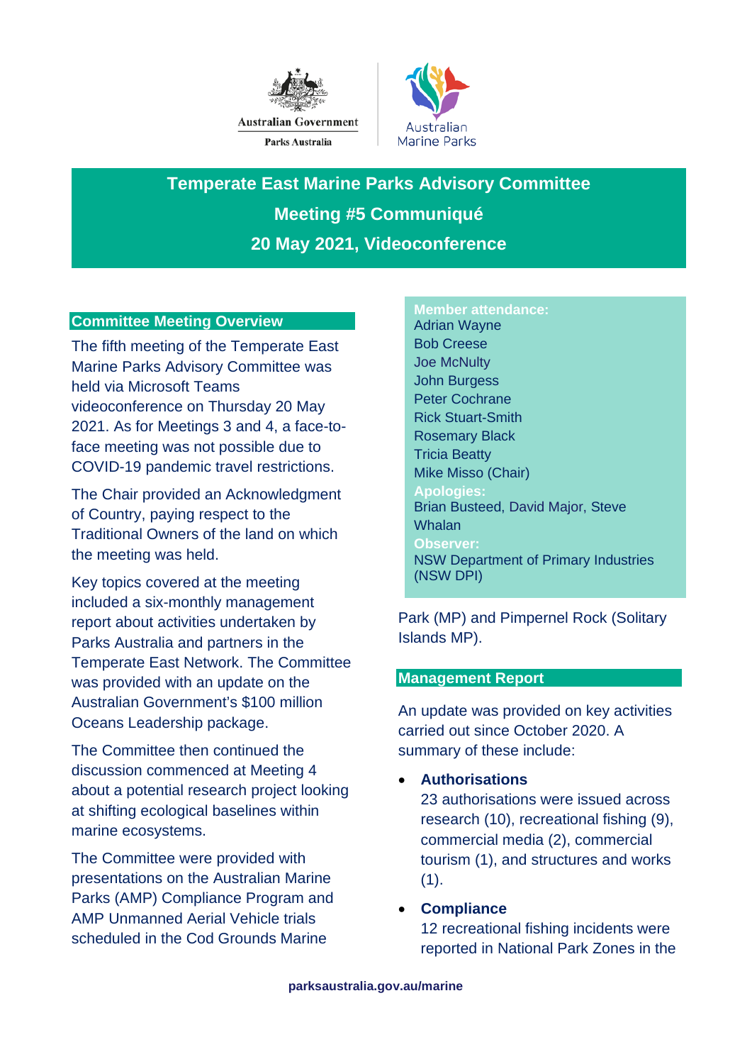Australian Government

Parks Australia

Australian Marine Parks

# Temperate East Marine Parks Advisory Committee

## Meeting #5 Communiqué

## 20 May 2021, Videoconference

### Committee Meeting Overview

The fifth meeting of the Temperate East Marine Parks Advisory Committee was held via Microsoft Teams videoconference on Thursday 20 May 2021. As for Meetings 3 and 4, a face-to-face meeting was not possible due to COVID-19 pandemic travel restrictions.

The Chair provided an Acknowledgment of Country, paying respect to the Traditional Owners of the land on which the meeting was held.

Key topics covered at the meeting included a six-monthly management report about activities undertaken by Parks Australia and partners in the Temperate East Network. The Committee was provided with an update on the Australian Government's $100 million Oceans Leadership package.

The Committee then continued the discussion commenced at Meeting 4 about a potential research project looking at shifting ecological baselines within marine ecosystems.

The Committee were provided with presentations on the Australian Marine Parks (AMP) Compliance Program and AMP Unmanned Aerial Vehicle trials scheduled in the Cod Grounds Marine Park (MP) and Pimpernel Rock (Solitary Islands MP).

**Member attendance:**
Adrian Wayne
Bob Creese
Joe McNulty
John Burgess
Peter Cochrane
Rick Stuart-Smith
Rosemary Black
Tricia Beatty
Mike Misso (Chair)

**Apologies:**
Brian Busteed, David Major, Steve Whalan

**Observer:**
NSW Department of Primary Industries (NSW DPI)

### Management Report

An update was provided on key activities carried out since October 2020. A summary of these include:

- **Authorisations**
  23 authorisations were issued across research (10), recreational fishing (9), commercial media (2), commercial tourism (1), and structures and works (1).
- **Compliance**
  12 recreational fishing incidents were reported in National Park Zones in the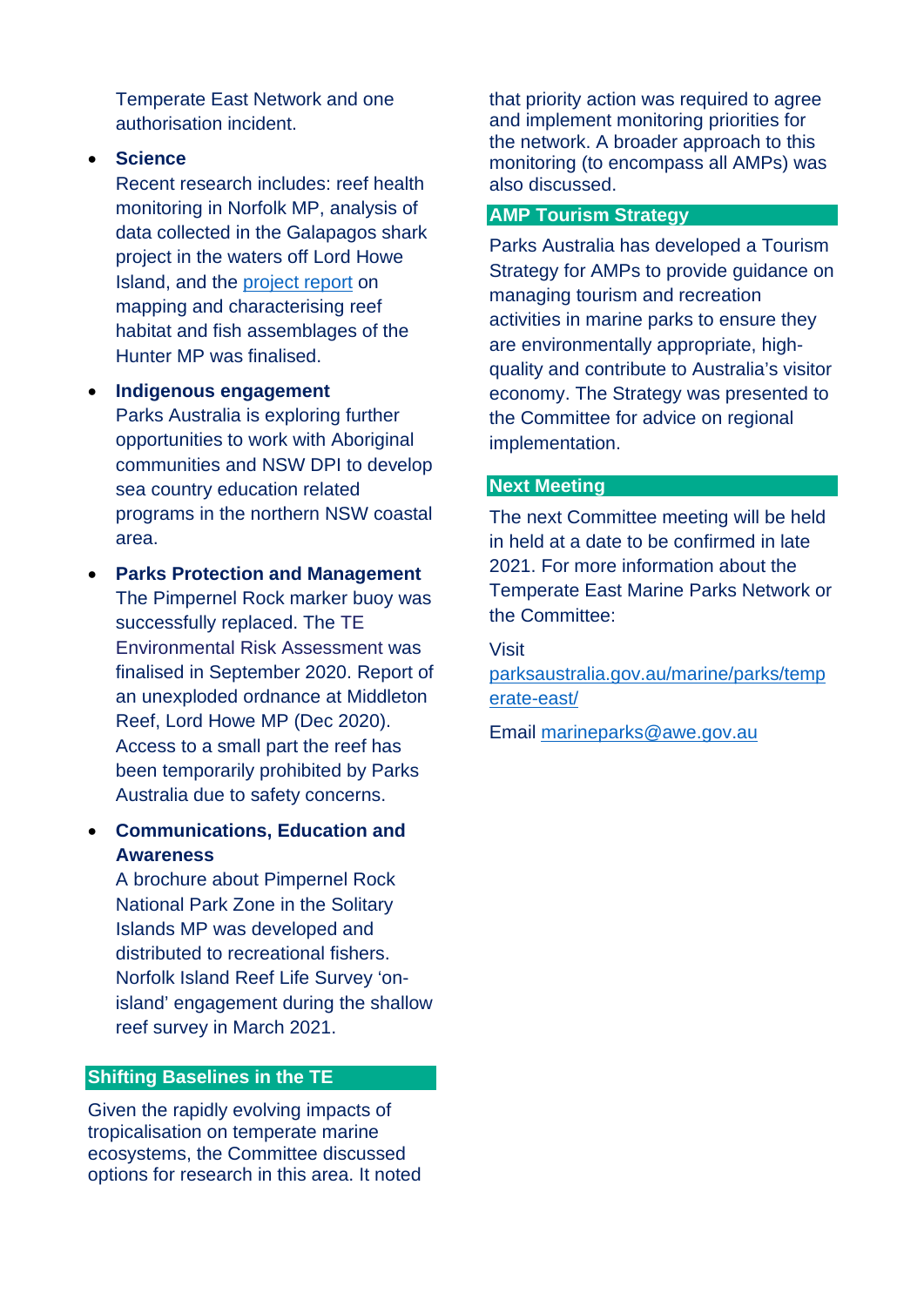Temperate East Network and one authorisation incident.

- **Science**
  Recent research includes: reef health monitoring in Norfolk MP, analysis of data collected in the Galapagos shark project in the waters off Lord Howe Island, and the [project report](#) on mapping and characterising reef habitat and fish assemblages of the Hunter MP was finalised.

- **Indigenous engagement**
  Parks Australia is exploring further opportunities to work with Aboriginal communities and NSW DPI to develop sea country education related programs in the northern NSW coastal area.

- **Parks Protection and Management**
  The Pimpernel Rock marker buoy was successfully replaced. The TE Environmental Risk Assessment was finalised in September 2020. Report of an unexploded ordnance at Middleton Reef, Lord Howe MP (Dec 2020). Access to a small part the reef has been temporarily prohibited by Parks Australia due to safety concerns.

- **Communications, Education and Awareness**
  A brochure about Pimpernel Rock National Park Zone in the Solitary Islands MP was developed and distributed to recreational fishers. Norfolk Island Reef Life Survey 'on-island' engagement during the shallow reef survey in March 2021.

## Shifting Baselines in the TE

Given the rapidly evolving impacts of tropicalisation on temperate marine ecosystems, the Committee discussed options for research in this area. It noted that priority action was required to agree and implement monitoring priorities for the network. A broader approach to this monitoring (to encompass all AMPs) was also discussed.

## AMP Tourism Strategy

Parks Australia has developed a Tourism Strategy for AMPs to provide guidance on managing tourism and recreation activities in marine parks to ensure they are environmentally appropriate, high-quality and contribute to Australia's visitor economy. The Strategy was presented to the Committee for advice on regional implementation.

## Next Meeting

The next Committee meeting will be held in held at a date to be confirmed in late 2021. For more information about the Temperate East Marine Parks Network or the Committee:

Visit [parksaustralia.gov.au/marine/parks/temperate-east/](parksaustralia.gov.au/marine/parks/temperate-east/)

Email [marineparks@awe.gov.au](mailto:marineparks@awe.gov.au)